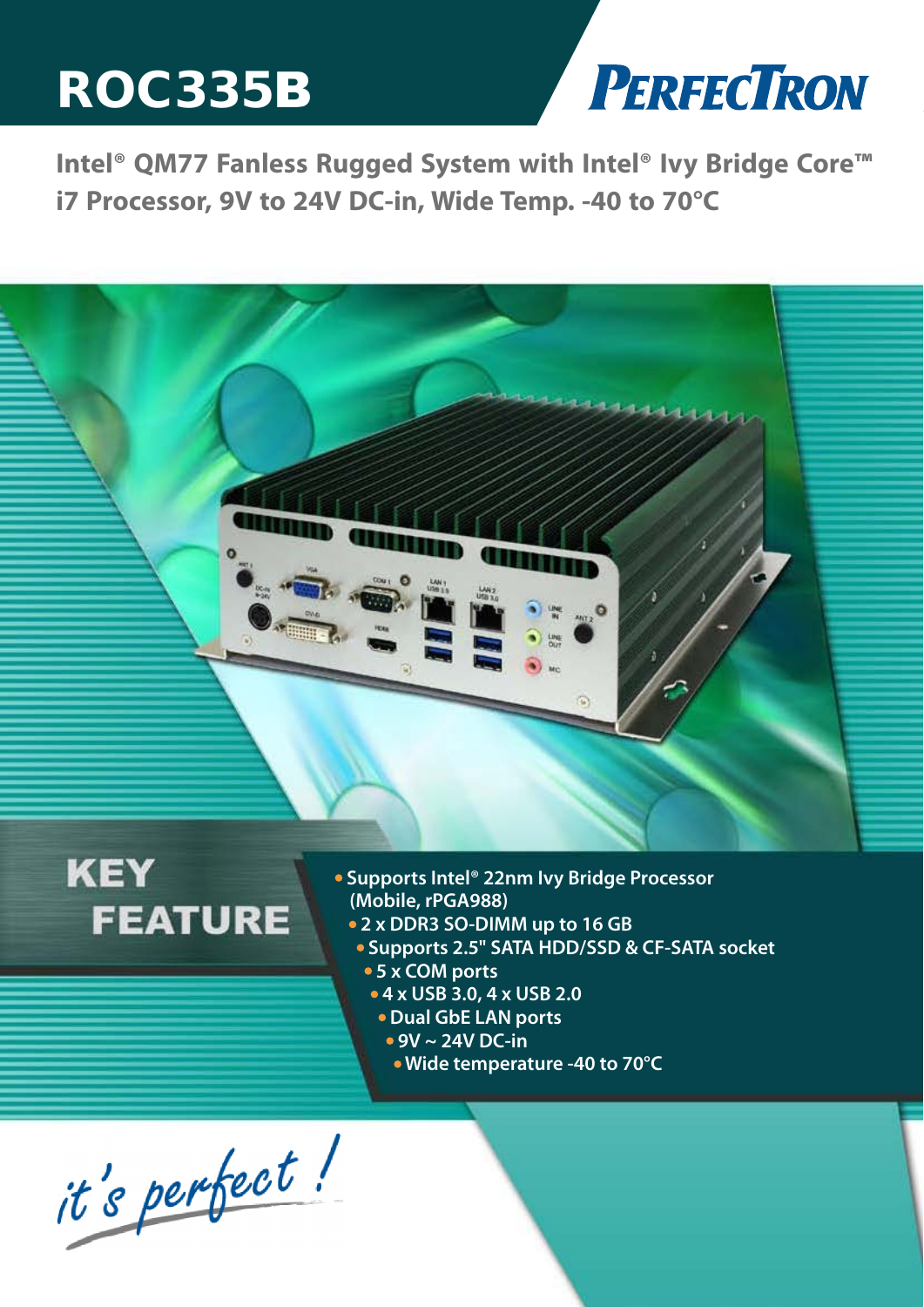# ROC335B

PERFECTRON

## Intel® QM77 Fanless Rugged System with Intel® Ivy Bridge Core™ i7 Processor, 9V to 24V DC-in, Wide Temp. -40 to 70°C

## KEY FEATURE

- Supports Intel® 22nm Ivy Bridge Processor (Mobile, rPGA988)
- 2 x DDR3 SO-DIMM up to 16 GB
- Supports 2.5" SATA HDD/SSD & CF-SATA socket
- 5 x COM ports
- 4 x USB 3.0, 4 x USB 2.0
- Dual GbE LAN ports
- 9V ~ 24V DC-in
- Wide temperature -40 to 70°C

*it's perfect !*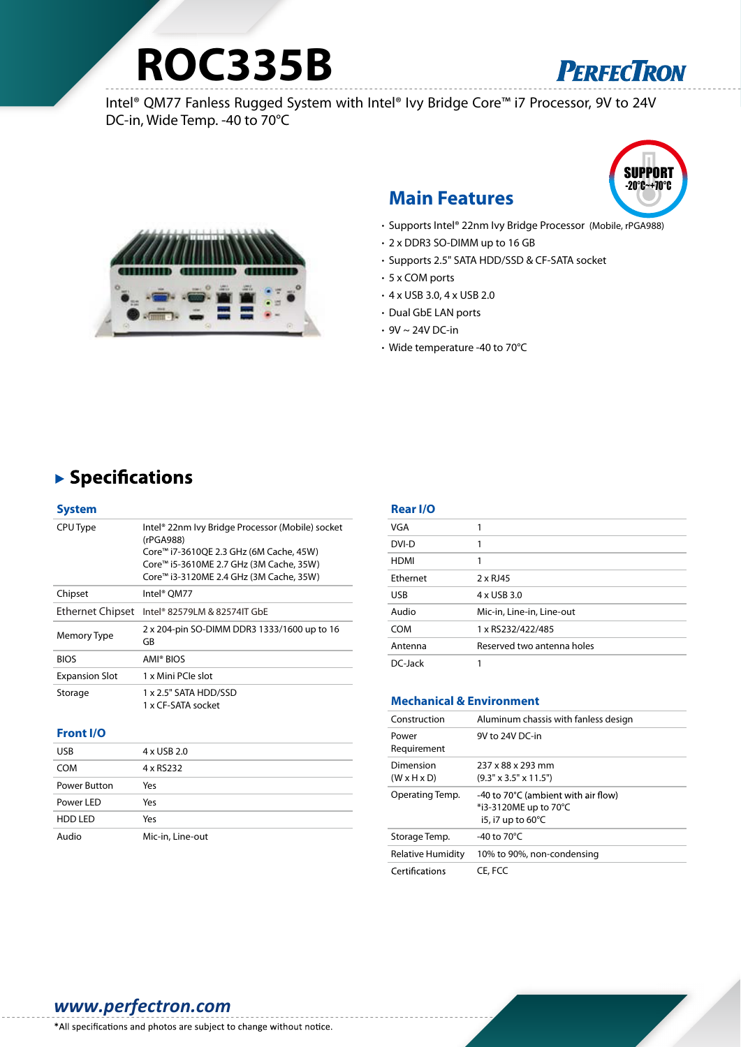# ROC335B

PERFECTRON

Intel® QM77 Fanless Rugged System with Intel® Ivy Bridge Core™ i7 Processor, 9V to 24V DC-in, Wide Temp. -40 to 70°C

SUPPORT -20°C~+70°C

## Main Features

- Supports Intel® 22nm Ivy Bridge Processor (Mobile, rPGA988)
- 2 x DDR3 SO-DIMM up to 16 GB
- Supports 2.5" SATA HDD/SSD & CF-SATA socket
- 5 x COM ports
- 4 x USB 3.0, 4 x USB 2.0
- Dual GbE LAN ports
- 9V ~ 24V DC-in
- Wide temperature -40 to 70°C

## Specifications

### System

| | |
|---|---|
| CPU Type | Intel® 22nm Ivy Bridge Processor (Mobile) socket (rPGA988)<br>Core™ i7-3610QE 2.3 GHz (6M Cache, 45W)<br>Core™ i5-3610ME 2.7 GHz (3M Cache, 35W)<br>Core™ i3-3120ME 2.4 GHz (3M Cache, 35W) |
| Chipset | Intel® QM77 |
| Ethernet Chipset | Intel® 82579LM & 82574IT GbE |
| Memory Type | 2 x 204-pin SO-DIMM DDR3 1333/1600 up to 16 GB |
| BIOS | AMI® BIOS |
| Expansion Slot | 1 x Mini PCIe slot |
| Storage | 1 x 2.5" SATA HDD/SSD<br>1 x CF-SATA socket |

### Front I/O

| | |
|---|---|
| USB | 4 x USB 2.0 |
| COM | 4 x RS232 |
| Power Button | Yes |
| Power LED | Yes |
| HDD LED | Yes |
| Audio | Mic-in, Line-out |

### Rear I/O

| | |
|---|---|
| VGA | 1 |
| DVI-D | 1 |
| HDMI | 1 |
| Ethernet | 2 x RJ45 |
| USB | 4 x USB 3.0 |
| Audio | Mic-in, Line-in, Line-out |
| COM | 1 x RS232/422/485 |
| Antenna | Reserved two antenna holes |
| DC-Jack | 1 |

### Mechanical & Environment

| | |
|---|---|
| Construction | Aluminum chassis with fanless design |
| Power Requirement | 9V to 24V DC-in |
| Dimension (W x H x D) | 237 x 88 x 293 mm<br>(9.3" x 3.5" x 11.5") |
| Operating Temp. | -40 to 70°C (ambient with air flow)<br>*i3-3120ME up to 70°C<br>i5, i7 up to 60°C |
| Storage Temp. | -40 to 70°C |
| Relative Humidity | 10% to 90%, non-condensing |
| Certifications | CE, FCC |

*www.perfectron.com*

*All specifications and photos are subject to change without notice.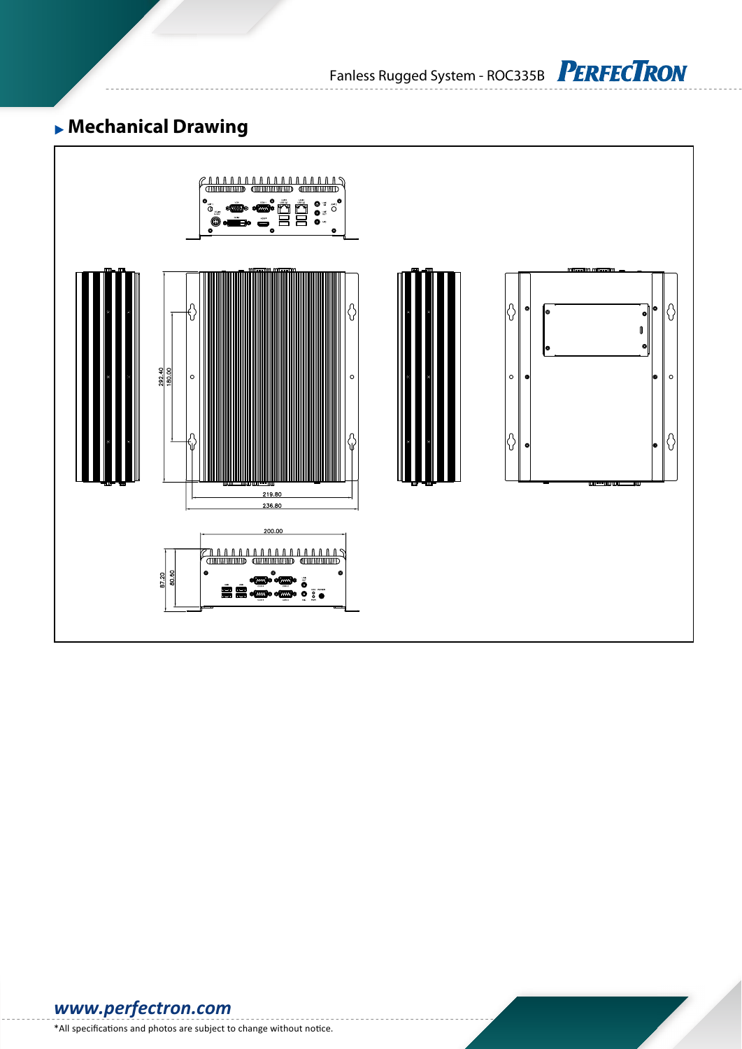## Mechanical Drawing

292.40
180.00
219.80
236.80
200.00
87.20
80.80

*All specifications and photos are subject to change without notice.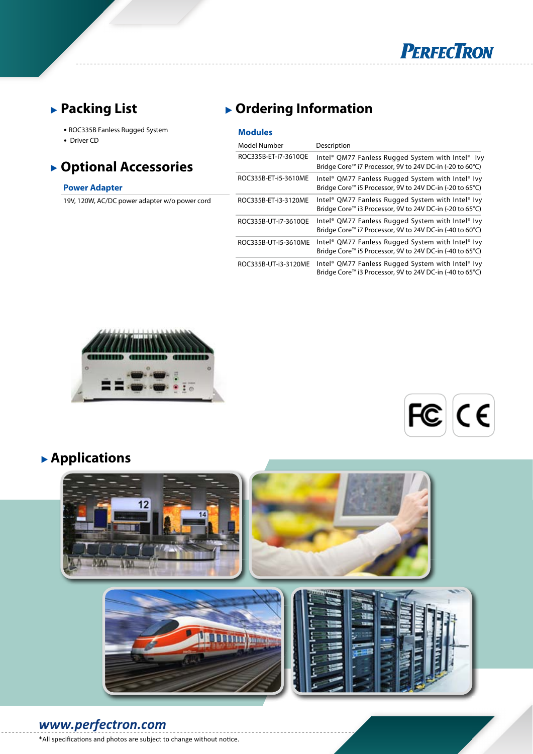## Packing List

- ROC335B Fanless Rugged System
- Driver CD

## Optional Accessories

### Power Adapter

19V, 120W, AC/DC power adapter w/o power cord

## Ordering Information

### Modules

| Model Number | Description |
|---|---|
| ROC335B-ET-i7-3610QE | Intel® QM77 Fanless Rugged System with Intel® Ivy Bridge Core™ i7 Processor, 9V to 24V DC-in (-20 to 60°C) |
| ROC335B-ET-i5-3610ME | Intel® QM77 Fanless Rugged System with Intel® Ivy Bridge Core™ i5 Processor, 9V to 24V DC-in (-20 to 65°C) |
| ROC335B-ET-i3-3120ME | Intel® QM77 Fanless Rugged System with Intel® Ivy Bridge Core™ i3 Processor, 9V to 24V DC-in (-20 to 65°C) |
| ROC335B-UT-i7-3610QE | Intel® QM77 Fanless Rugged System with Intel® Ivy Bridge Core™ i7 Processor, 9V to 24V DC-in (-40 to 60°C) |
| ROC335B-UT-i5-3610ME | Intel® QM77 Fanless Rugged System with Intel® Ivy Bridge Core™ i5 Processor, 9V to 24V DC-in (-40 to 65°C) |
| ROC335B-UT-i3-3120ME | Intel® QM77 Fanless Rugged System with Intel® Ivy Bridge Core™ i3 Processor, 9V to 24V DC-in (-40 to 65°C) |

## Applications

www.perfectron.com

*All specifications and photos are subject to change without notice.